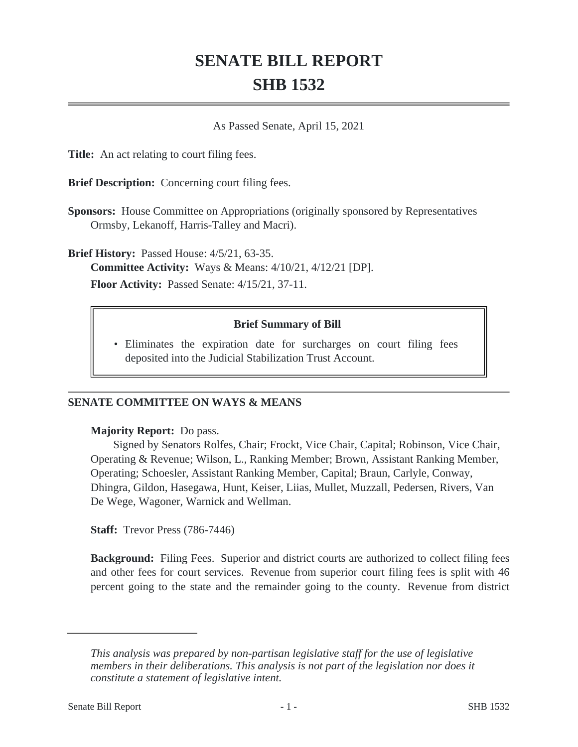# SENATE BILL REPORT

# SHB 1532

As Passed Senate, April 15, 2021

**Title:** An act relating to court filing fees.

**Brief Description:** Concerning court filing fees.

**Sponsors:** House Committee on Appropriations (originally sponsored by Representatives Ormsby, Lekanoff, Harris-Talley and Macri).

**Brief History:** Passed House: 4/5/21, 63-35.

**Committee Activity:** Ways & Means: 4/10/21, 4/12/21 [DP].

**Floor Activity:** Passed Senate: 4/15/21, 37-11.

**Brief Summary of Bill**

- Eliminates the expiration date for surcharges on court filing fees deposited into the Judicial Stabilization Trust Account.

## SENATE COMMITTEE ON WAYS & MEANS

**Majority Report:** Do pass.

Signed by Senators Rolfes, Chair; Frockt, Vice Chair, Capital; Robinson, Vice Chair, Operating & Revenue; Wilson, L., Ranking Member; Brown, Assistant Ranking Member, Operating; Schoesler, Assistant Ranking Member, Capital; Braun, Carlyle, Conway, Dhingra, Gildon, Hasegawa, Hunt, Keiser, Liias, Mullet, Muzzall, Pedersen, Rivers, Van De Wege, Wagoner, Warnick and Wellman.

**Staff:** Trevor Press (786-7446)

**Background:** Filing Fees. Superior and district courts are authorized to collect filing fees and other fees for court services. Revenue from superior court filing fees is split with 46 percent going to the state and the remainder going to the county. Revenue from district

*This analysis was prepared by non-partisan legislative staff for the use of legislative members in their deliberations. This analysis is not part of the legislation nor does it constitute a statement of legislative intent.*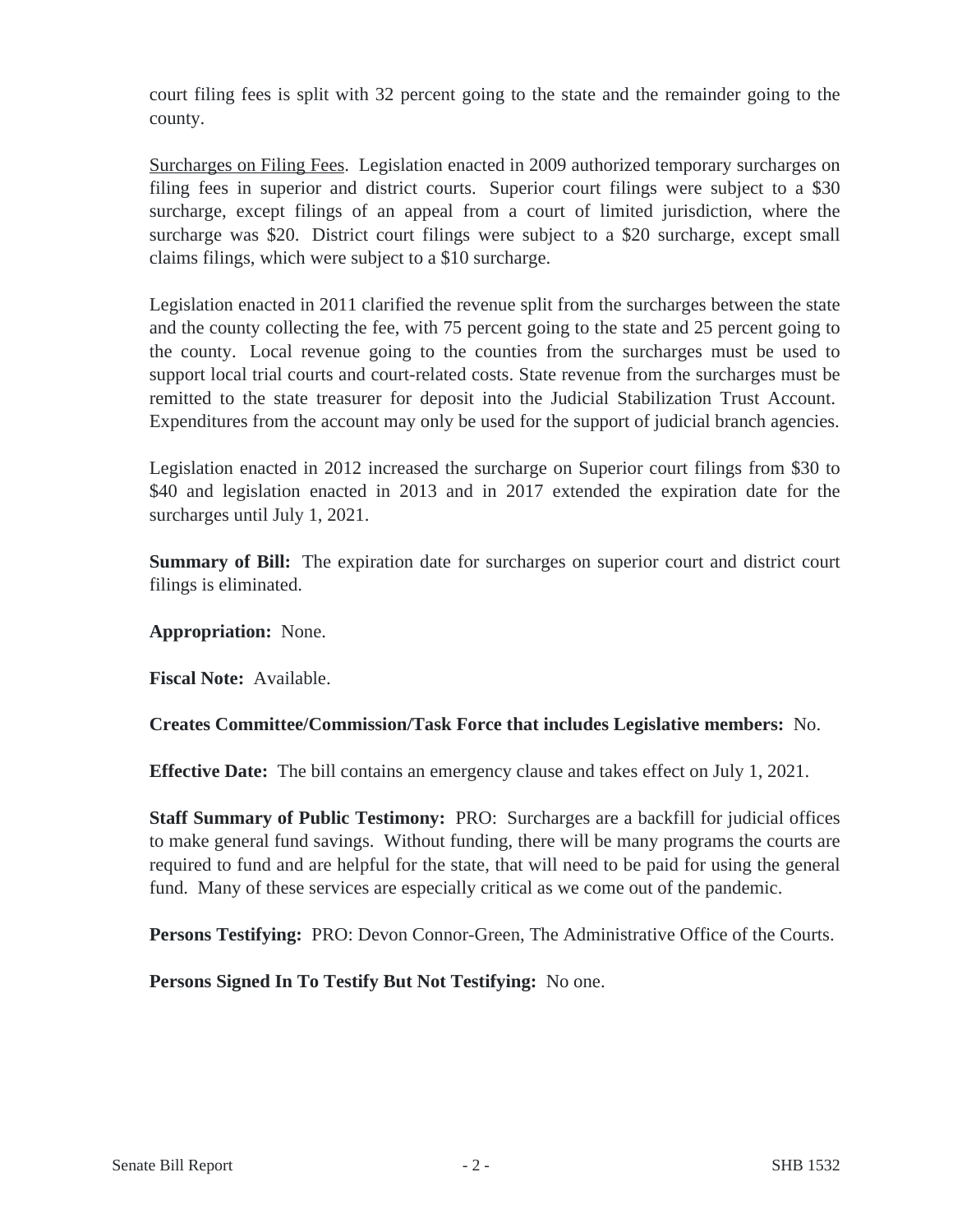court filing fees is split with 32 percent going to the state and the remainder going to the county.

Surcharges on Filing Fees. Legislation enacted in 2009 authorized temporary surcharges on filing fees in superior and district courts. Superior court filings were subject to a $30 surcharge, except filings of an appeal from a court of limited jurisdiction, where the surcharge was $20. District court filings were subject to a $20 surcharge, except small claims filings, which were subject to a $10 surcharge.

Legislation enacted in 2011 clarified the revenue split from the surcharges between the state and the county collecting the fee, with 75 percent going to the state and 25 percent going to the county. Local revenue going to the counties from the surcharges must be used to support local trial courts and court-related costs. State revenue from the surcharges must be remitted to the state treasurer for deposit into the Judicial Stabilization Trust Account. Expenditures from the account may only be used for the support of judicial branch agencies.

Legislation enacted in 2012 increased the surcharge on Superior court filings from $30 to $40 and legislation enacted in 2013 and in 2017 extended the expiration date for the surcharges until July 1, 2021.

**Summary of Bill:** The expiration date for surcharges on superior court and district court filings is eliminated.

**Appropriation:** None.

**Fiscal Note:** Available.

**Creates Committee/Commission/Task Force that includes Legislative members:** No.

**Effective Date:** The bill contains an emergency clause and takes effect on July 1, 2021.

**Staff Summary of Public Testimony:** PRO: Surcharges are a backfill for judicial offices to make general fund savings. Without funding, there will be many programs the courts are required to fund and are helpful for the state, that will need to be paid for using the general fund. Many of these services are especially critical as we come out of the pandemic.

**Persons Testifying:** PRO: Devon Connor-Green, The Administrative Office of the Courts.

**Persons Signed In To Testify But Not Testifying:** No one.